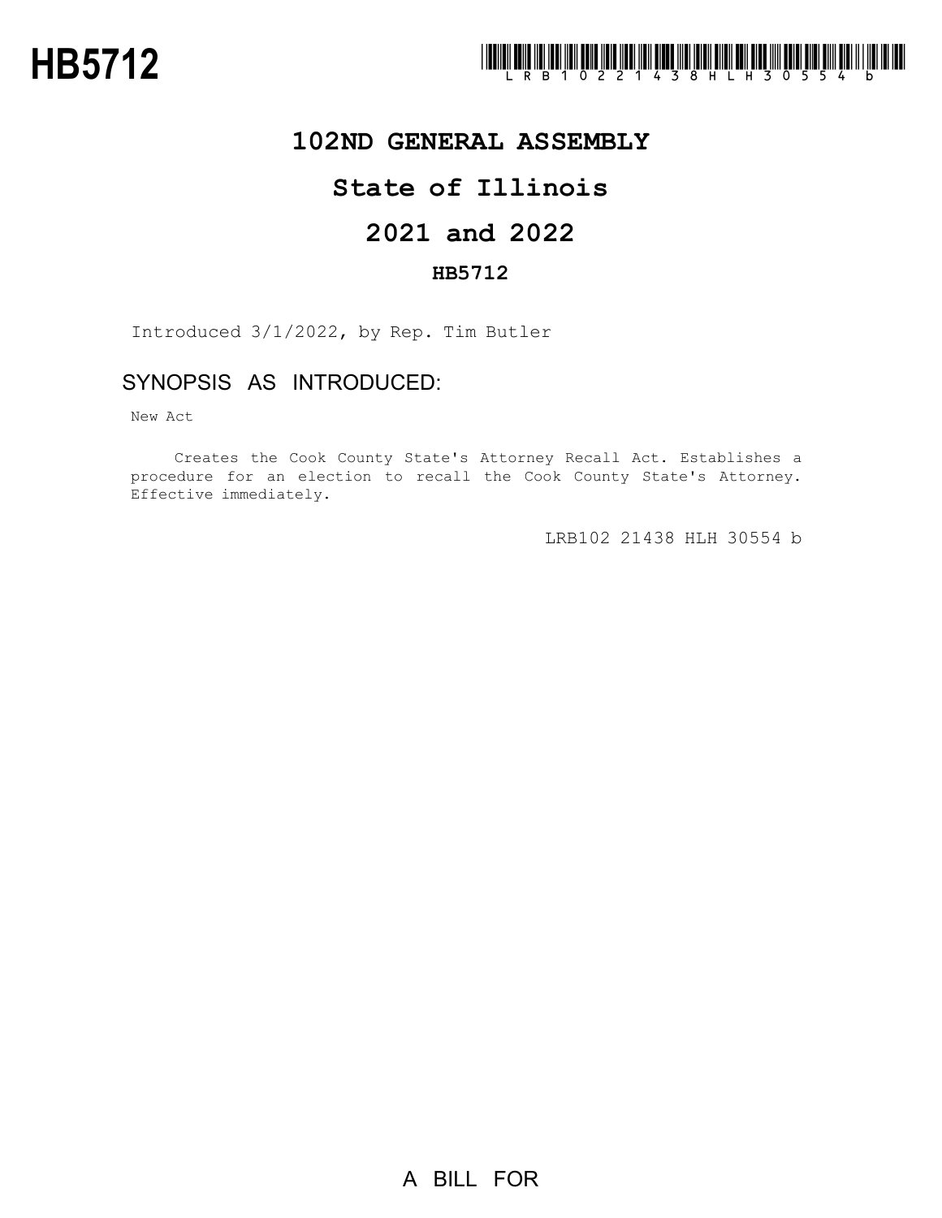# HB5712

LRB102 21438 HLH 30554 b

## 102ND GENERAL ASSEMBLY

## State of Illinois

## 2021 and 2022

### HB5712

Introduced 3/1/2022, by Rep. Tim Butler

### SYNOPSIS AS INTRODUCED:

New Act

Creates the Cook County State's Attorney Recall Act. Establishes a procedure for an election to recall the Cook County State's Attorney. Effective immediately.

LRB102 21438 HLH 30554 b

A BILL FOR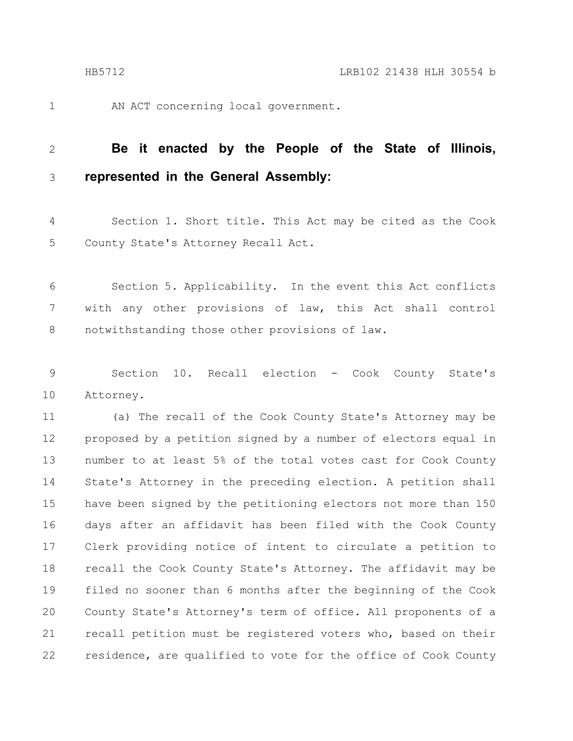AN ACT concerning local government.

**Be it enacted by the People of the State of Illinois, represented in the General Assembly:**

Section 1. Short title. This Act may be cited as the Cook County State's Attorney Recall Act.

Section 5. Applicability. In the event this Act conflicts with any other provisions of law, this Act shall control notwithstanding those other provisions of law.

Section 10. Recall election - Cook County State's Attorney.

(a) The recall of the Cook County State's Attorney may be proposed by a petition signed by a number of electors equal in number to at least 5% of the total votes cast for Cook County State's Attorney in the preceding election. A petition shall have been signed by the petitioning electors not more than 150 days after an affidavit has been filed with the Cook County Clerk providing notice of intent to circulate a petition to recall the Cook County State's Attorney. The affidavit may be filed no sooner than 6 months after the beginning of the Cook County State's Attorney's term of office. All proponents of a recall petition must be registered voters who, based on their residence, are qualified to vote for the office of Cook County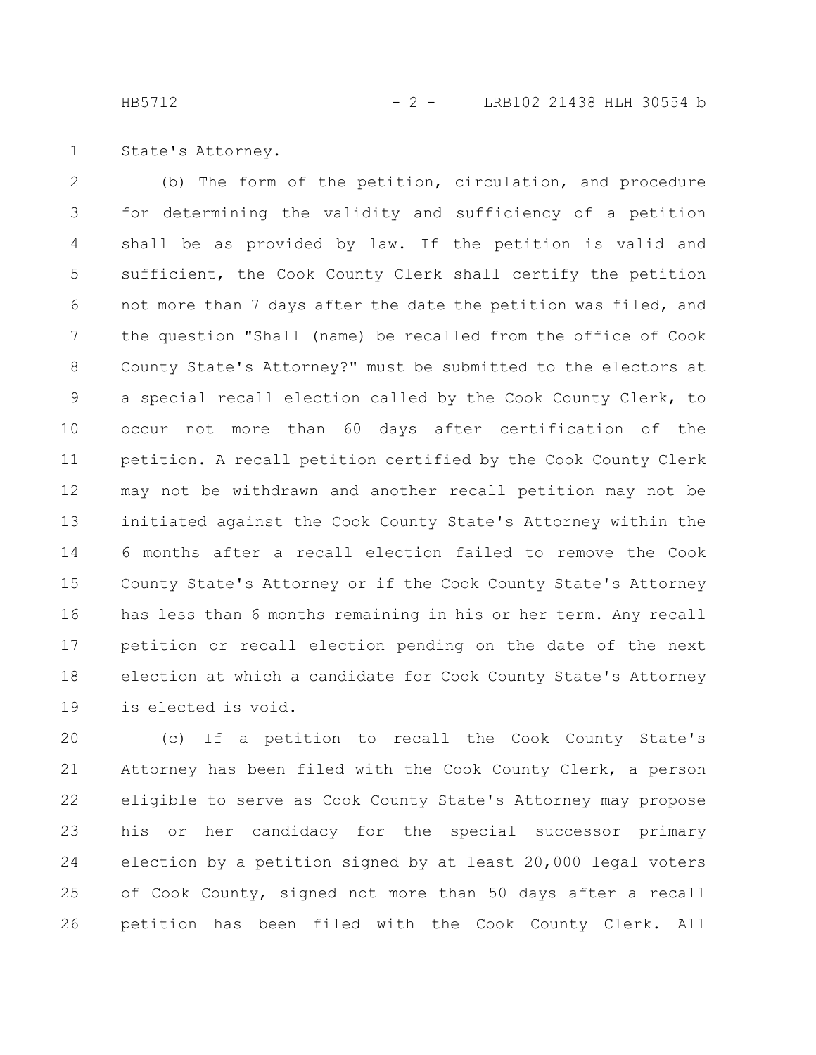State's Attorney.

(b) The form of the petition, circulation, and procedure for determining the validity and sufficiency of a petition shall be as provided by law. If the petition is valid and sufficient, the Cook County Clerk shall certify the petition not more than 7 days after the date the petition was filed, and the question "Shall (name) be recalled from the office of Cook County State's Attorney?" must be submitted to the electors at a special recall election called by the Cook County Clerk, to occur not more than 60 days after certification of the petition. A recall petition certified by the Cook County Clerk may not be withdrawn and another recall petition may not be initiated against the Cook County State's Attorney within the 6 months after a recall election failed to remove the Cook County State's Attorney or if the Cook County State's Attorney has less than 6 months remaining in his or her term. Any recall petition or recall election pending on the date of the next election at which a candidate for Cook County State's Attorney is elected is void.

(c) If a petition to recall the Cook County State's Attorney has been filed with the Cook County Clerk, a person eligible to serve as Cook County State's Attorney may propose his or her candidacy for the special successor primary election by a petition signed by at least 20,000 legal voters of Cook County, signed not more than 50 days after a recall petition has been filed with the Cook County Clerk. All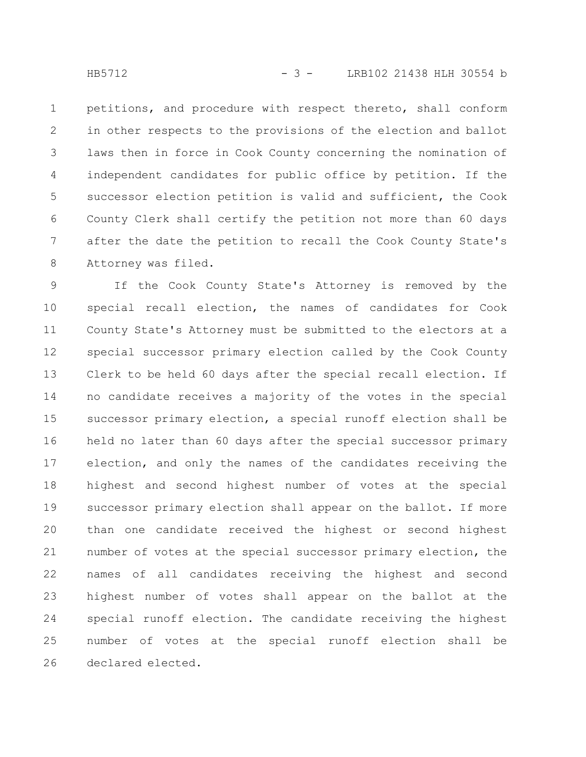petitions, and procedure with respect thereto, shall conform in other respects to the provisions of the election and ballot laws then in force in Cook County concerning the nomination of independent candidates for public office by petition. If the successor election petition is valid and sufficient, the Cook County Clerk shall certify the petition not more than 60 days after the date the petition to recall the Cook County State's Attorney was filed.

If the Cook County State's Attorney is removed by the special recall election, the names of candidates for Cook County State's Attorney must be submitted to the electors at a special successor primary election called by the Cook County Clerk to be held 60 days after the special recall election. If no candidate receives a majority of the votes in the special successor primary election, a special runoff election shall be held no later than 60 days after the special successor primary election, and only the names of the candidates receiving the highest and second highest number of votes at the special successor primary election shall appear on the ballot. If more than one candidate received the highest or second highest number of votes at the special successor primary election, the names of all candidates receiving the highest and second highest number of votes shall appear on the ballot at the special runoff election. The candidate receiving the highest number of votes at the special runoff election shall be declared elected.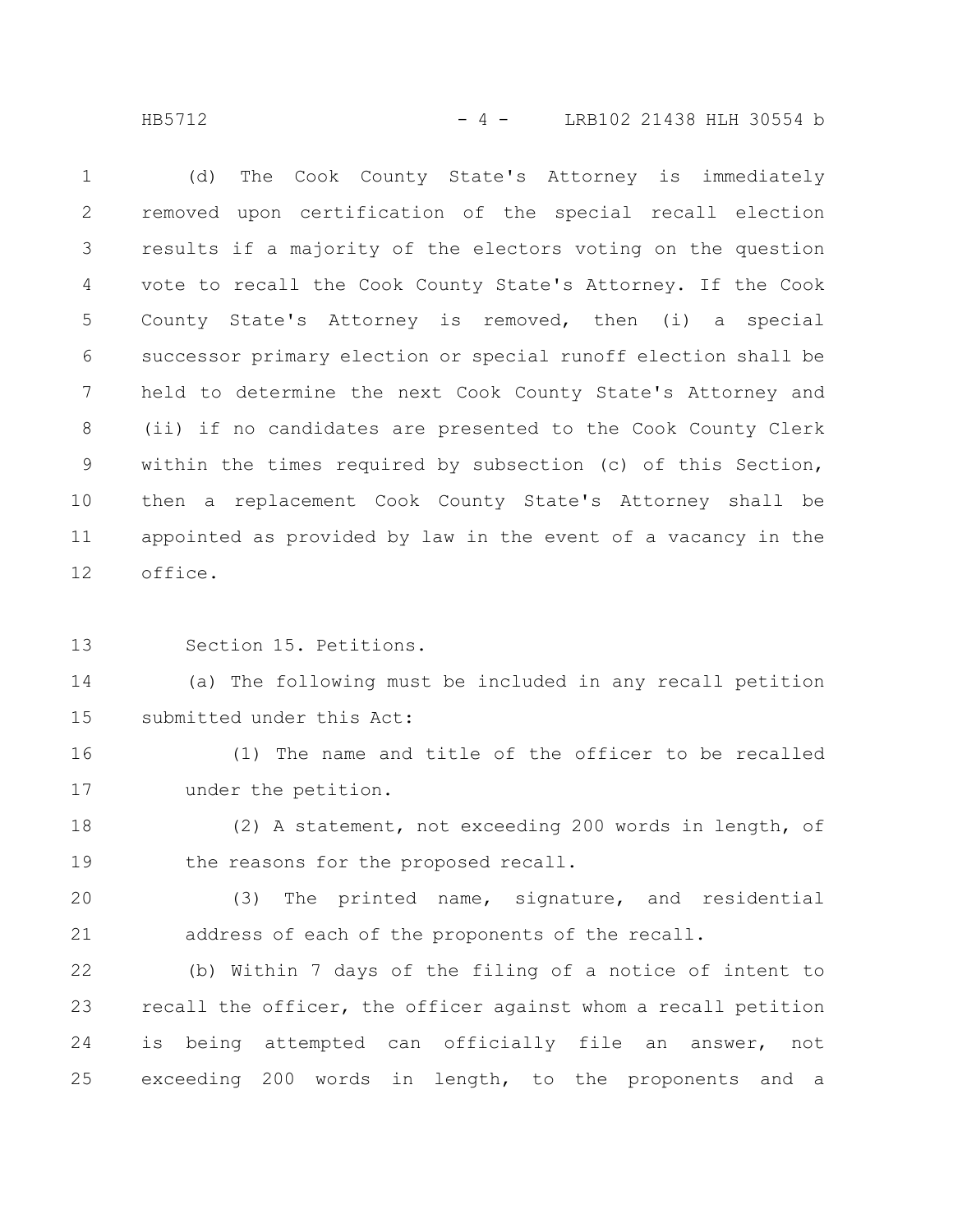(d) The Cook County State's Attorney is immediately removed upon certification of the special recall election results if a majority of the electors voting on the question vote to recall the Cook County State's Attorney. If the Cook County State's Attorney is removed, then (i) a special successor primary election or special runoff election shall be held to determine the next Cook County State's Attorney and (ii) if no candidates are presented to the Cook County Clerk within the times required by subsection (c) of this Section, then a replacement Cook County State's Attorney shall be appointed as provided by law in the event of a vacancy in the office.

Section 15. Petitions.

(a) The following must be included in any recall petition submitted under this Act:

(1) The name and title of the officer to be recalled under the petition.

(2) A statement, not exceeding 200 words in length, of the reasons for the proposed recall.

(3) The printed name, signature, and residential address of each of the proponents of the recall.

(b) Within 7 days of the filing of a notice of intent to recall the officer, the officer against whom a recall petition is being attempted can officially file an answer, not exceeding 200 words in length, to the proponents and a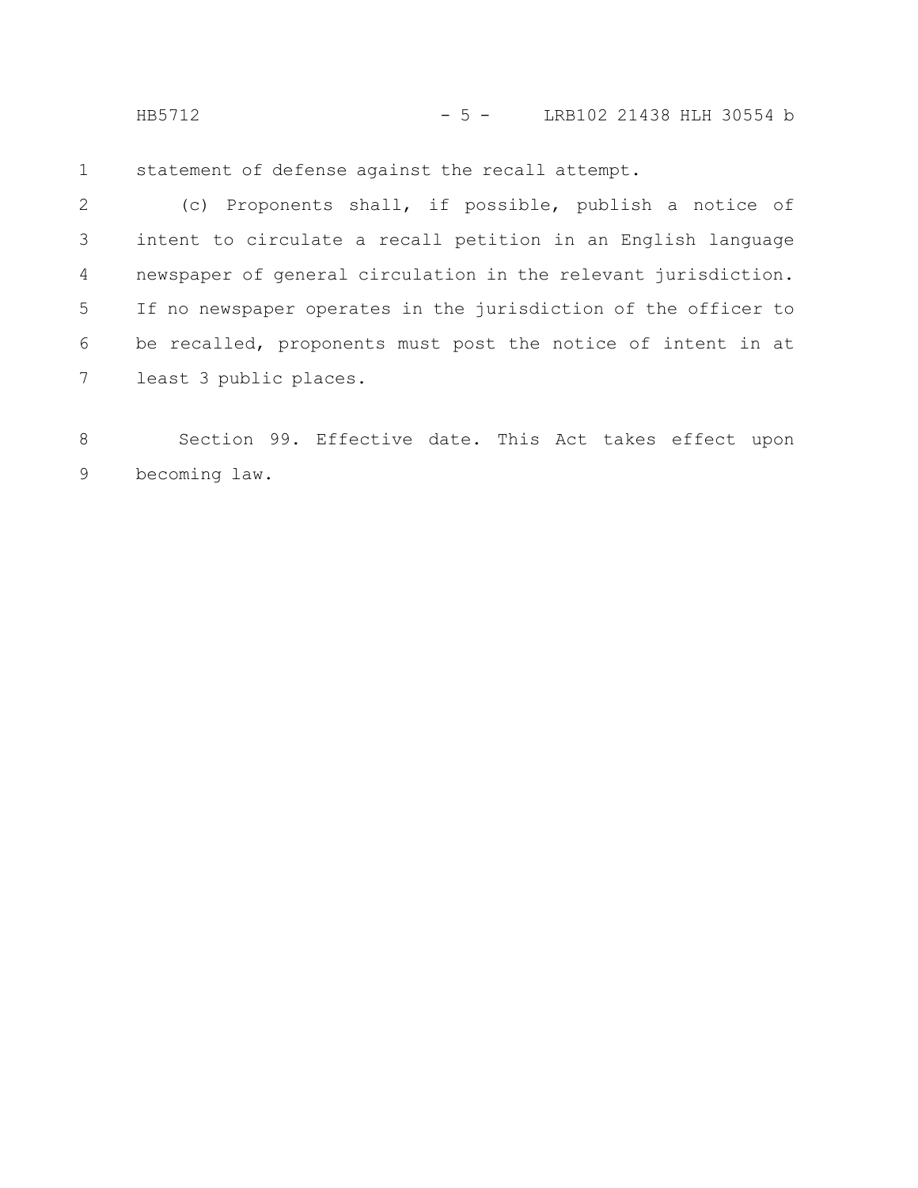statement of defense against the recall attempt.

(c) Proponents shall, if possible, publish a notice of intent to circulate a recall petition in an English language newspaper of general circulation in the relevant jurisdiction. If no newspaper operates in the jurisdiction of the officer to be recalled, proponents must post the notice of intent in at least 3 public places.

Section 99. Effective date. This Act takes effect upon becoming law.